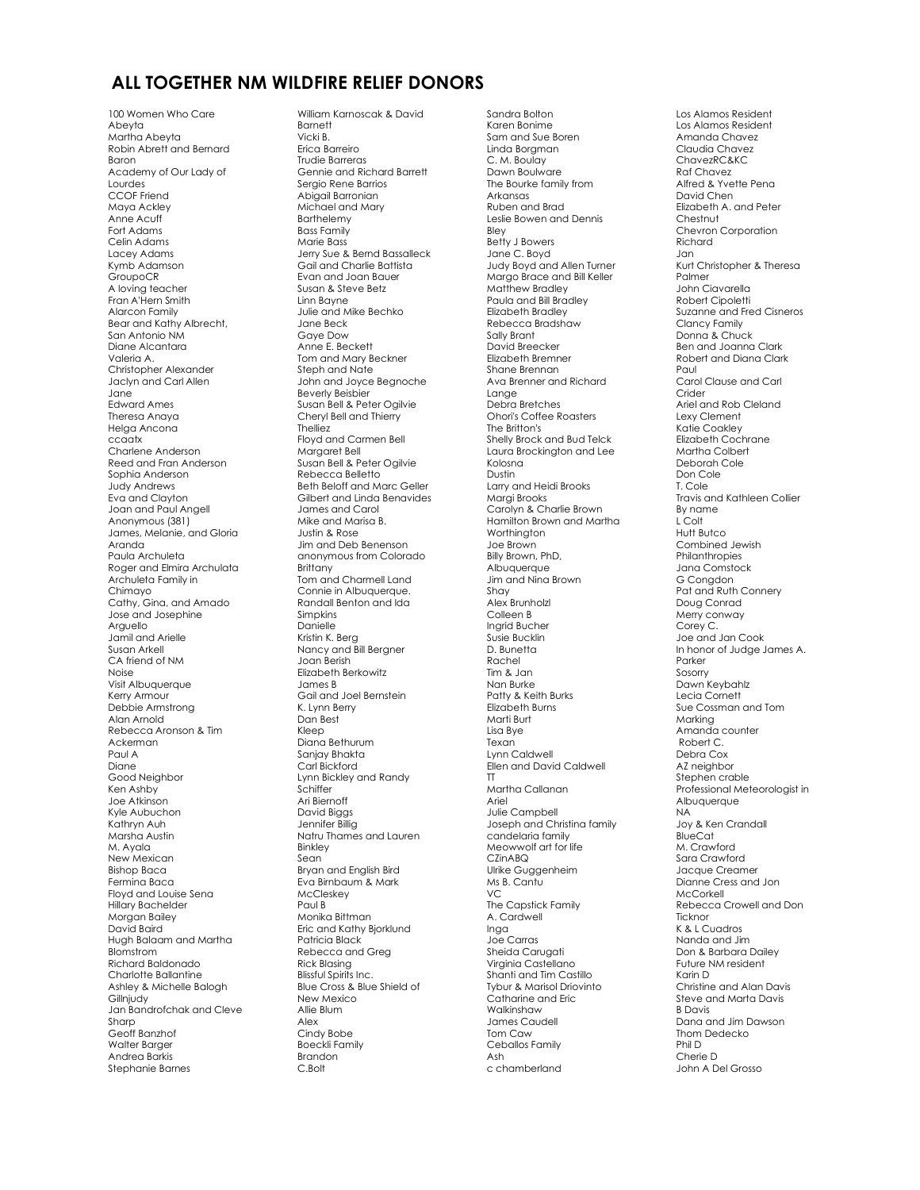## ALL TOGETHER NM WILDFIRE RELIEF DONORS

100 Women Who Care
Abeyta
Martha Abeyta
Robin Abrett and Bernard Baron
Academy of Our Lady of Lourdes
CCOF Friend
Maya Ackley
Anne Acuff
Fort Adams
Celin Adams
Lacey Adams
Kymb Adamson
GroupoCR
A loving teacher
Fran A'Hern Smith
Alarcon Family
Bear and Kathy Albrecht, San Antonio NM
Diane Alcantara
Valeria A.
Christopher Alexander
Jaclyn and Carl Allen
Jane
Edward Ames
Theresa Anaya
Helga Ancona
ccaatx
Charlene Anderson
Reed and Fran Anderson
Sophia Anderson
Judy Andrews
Eva and Clayton
Joan and Paul Angell
Anonymous (381)
James, Melanie, and Gloria Aranda
Paula Archuleta
Roger and Elmira Archulata
Archuleta Family in Chimayo
Cathy, Gina, and Amado
Jose and Josephine Arguello
Jamil and Arielle
Susan Arkell
CA friend of NM
Noise
Visit Albuquerque
Kerry Armour
Debbie Armstrong
Alan Arnold
Rebecca Aronson & Tim Ackerman
Paul A
Diane
Good Neighbor
Ken Ashby
Joe Atkinson
Kyle Aubuchon
Kathryn Auh
Marsha Austin
M. Ayala
New Mexican
Bishop Baca
Fermina Baca
Floyd and Louise Sena
Hillary Bachelder
Morgan Bailey
David Baird
Hugh Balaam and Martha Blomstrom
Richard Baldonado
Charlotte Ballantine
Ashley & Michelle Balogh
Gillnjudy
Jan Bandrofchak and Cleve Sharp
Geoff Banzhof
Walter Barger
Andrea Barkis
Stephanie Barnes
William Karnoscak & David Barnett
Vicki B.
Erica Barreiro
Trudie Barreras
Gennie and Richard Barrett
Sergio Rene Barrios
Abigail Barronian
Michael and Mary Barthelemy
Bass Family
Marie Bass
Jerry Sue & Bernd Bassalleck
Gail and Charlie Battista
Evan and Joan Bauer
Susan & Steve Betz
Linn Bayne
Julie and Mike Bechko
Jane Beck
Gaye Dow
Anne E. Beckett
Tom and Mary Beckner
Steph and Nate
John and Joyce Begnoche
Beverly Beisbier
Susan Bell & Peter Ogilvie
Cheryl Bell and Thierry Thelliez
Floyd and Carmen Bell
Margaret Bell
Susan Bell & Peter Ogilvie
Rebecca Belletto
Beth Beloff and Marc Geller
Gilbert and Linda Benavides
James and Carol
Mike and Marisa B.
Justin & Rose
Jim and Deb Benenson
anonymous from Colorado
Brittany
Tom and Charmell Land
Connie in Albuquerque.
Randall Benton and Ida Simpkins
Danielle
Kristin K. Berg
Nancy and Bill Bergner
Joan Berish
Elizabeth Berkowitz
James B
Gail and Joel Bernstein
K. Lynn Berry
Dan Best
Kleep
Diana Bethurum
Sanjay Bhakta
Carl Bickford
Lynn Bickley and Randy Schiffer
Ari Biernoff
David Biggs
Jennifer Billig
Natru Thames and Lauren Binkley
Sean
Bryan and English Bird
Eva Birnbaum & Mark McCleskey
Paul B
Monika Bittman
Eric and Kathy Bjorklund
Patricia Black
Rebecca and Greg
Rick Blasing
Blissful Spirits Inc.
Blue Cross & Blue Shield of New Mexico
Allie Blum
Alex
Cindy Bobe
Boeckli Family
Brandon
C.Bolt
Sandra Bolton
Karen Bonime
Sam and Sue Boren
Linda Borgman
C. M. Boulay
Dawn Boulware
The Bourke family from Arkansas
Ruben and Brad
Leslie Bowen and Dennis Bley
Betty J Bowers
Jane C. Boyd
Judy Boyd and Allen Turner
Margo Brace and Bill Keller
Matthew Bradley
Paula and Bill Bradley
Elizabeth Bradley
Rebecca Bradshaw
Sally Brant
David Breecker
Elizabeth Bremner
Shane Brennan
Ava Brenner and Richard Lange
Debra Bretches
Ohori's Coffee Roasters
The Britton's
Shelly Brock and Bud Telck
Laura Brockington and Lee Kolosna
Dustin
Larry and Heidi Brooks
Margi Brooks
Carolyn & Charlie Brown
Hamilton Brown and Martha Worthington
Joe Brown
Billy Brown, PhD, Albuquerque
Jim and Nina Brown
Shay
Alex Brunholzl
Colleen B
Ingrid Bucher
Susie Bucklin
D. Bunetta
Rachel
Tim & Jan
Nan Burke
Patty & Keith Burks
Elizabeth Burns
Marti Burt
Lisa Bye
Texan
Lynn Caldwell
Ellen and David Caldwell
TT
Martha Callanan
Ariel
Julie Campbell
Joseph and Christina family
candelaria family
Meowwolf art for life
CZinABQ
Ulrike Guggenheim
Ms B. Cantu
VC
The Capstick Family
A. Cardwell
Inga
Joe Carras
Sheida Carugati
Virginia Castellano
Shanti and Tim Castillo
Tybur & Marisol Driovinto
Catharine and Eric Walkinshaw
James Caudell
Tom Caw
Ceballos Family
Ash
c chamberland
Los Alamos Resident
Los Alamos Resident
Amanda Chavez
Claudia Chavez
ChavezRC&KC
Raf Chavez
Alfred & Yvette Pena
David Chen
Elizabeth A. and Peter Chestnut
Chevron Corporation
Richard
Jan
Kurt Christopher & Theresa Palmer
John Ciavarella
Robert Cipoletti
Suzanne and Fred Cisneros
Clancy Family
Donna & Chuck
Ben and Joanna Clark
Robert and Diana Clark
Paul
Carol Clause and Carl Crider
Ariel and Rob Cleland
Lexy Clement
Katie Coakley
Elizabeth Cochrane
Martha Colbert
Deborah Cole
Don Cole
T. Cole
Travis and Kathleen Collier
By name
L Colt
Hutt Butco
Combined Jewish Philanthropies
Jana Comstock
G Congdon
Pat and Ruth Connery
Doug Conrad
Merry conway
Corey C.
Joe and Jan Cook
In honor of Judge James A. Parker
Sosorry
Dawn Keybahlz
Lecia Cornett
Sue Cossman and Tom Marking
Amanda counter
Robert C.
Debra Cox
AZ neighbor
Stephen crable
Professional Meteorologist in Albuquerque
NA
Joy & Ken Crandall
BlueCat
M. Crawford
Sara Crawford
Jacque Creamer
Dianne Cress and Jon McCorkell
Rebecca Crowell and Don Ticknor
K & L Cuadros
Nanda and Jim
Don & Barbara Dailey
Future NM resident
Karin D
Christine and Alan Davis
Steve and Marta Davis
B Davis
Dana and Jim Dawson
Thom Dedecko
Phil D
Cherie D
John A Del Grosso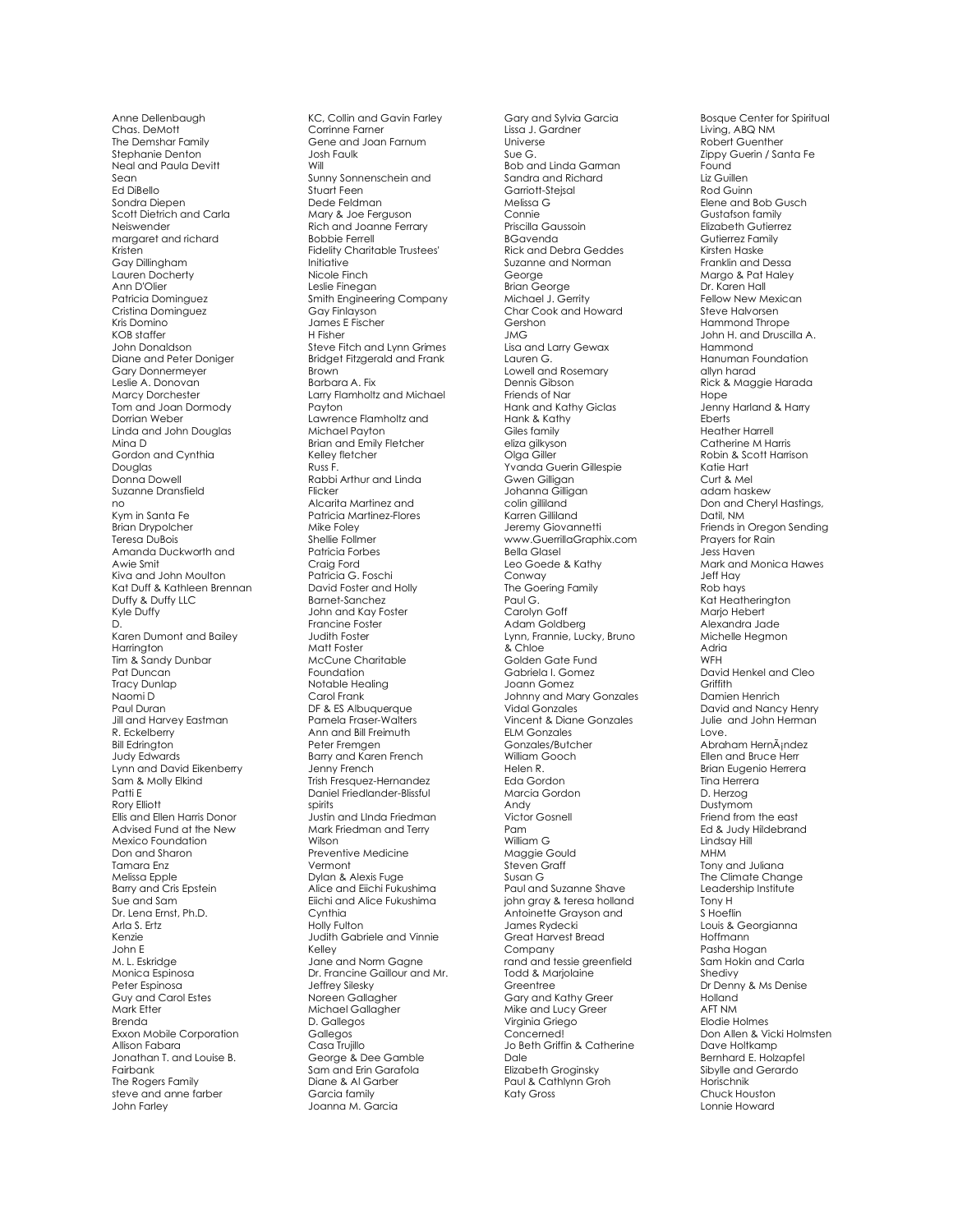Anne Dellenbaugh
Chas. DeMott
The Demshar Family
Stephanie Denton
Neal and Paula Devitt
Sean
Ed DiBello
Sondra Diepen
Scott Dietrich and Carla Neiswender
margaret and richard
Kristen
Gay Dillingham
Lauren Docherty
Ann D'Olier
Patricia Dominguez
Cristina Dominguez
Kris Domino
KOB staffer
John Donaldson
Diane and Peter Doniger
Gary Donnermeyer
Leslie A. Donovan
Marcy Dorchester
Tom and Joan Dormody
Dorrian Weber
Linda and John Douglas
Mina D
Gordon and Cynthia Douglas
Donna Dowell
Suzanne Dransfield
no
Kym in Santa Fe
Brian Drypolcher
Teresa DuBois
Amanda Duckworth and Awie Smit
Kiva and John Moulton
Kat Duff & Kathleen Brennan
Duffy & Duffy LLC
Kyle Duffy
D.
Karen Dumont and Bailey Harrington
Tim & Sandy Dunbar
Pat Duncan
Tracy Dunlap
Naomi D
Paul Duran
Jill and Harvey Eastman
R. Eckelberry
Bill Edrington
Judy Edwards
Lynn and David Eikenberry
Sam & Molly Elkind
Patti E
Rory Elliott
Ellis and Ellen Harris Donor Advised Fund at the New Mexico Foundation
Don and Sharon
Tamara Enz
Melissa Epple
Barry and Cris Epstein
Sue and Sam
Dr. Lena Ernst, Ph.D.
Arla S. Ertz
Kenzie
John E
M. L. Eskridge
Monica Espinosa
Peter Espinosa
Guy and Carol Estes
Mark Etter
Brenda
Exxon Mobile Corporation
Allison Fabara
Jonathan T. and Louise B. Fairbank
The Rogers Family
steve and anne farber
John Farley
KC, Collin and Gavin Farley
Corrinne Farner
Gene and Joan Farnum
Josh Faulk
Will
Sunny Sonnenschein and Stuart Feen
Dede Feldman
Mary & Joe Ferguson
Rich and Joanne Ferrary
Bobbie Ferrell
Fidelity Charitable Trustees' Initiative
Nicole Finch
Leslie Finegan
Smith Engineering Company
Gay Finlayson
James E Fischer
H Fisher
Steve Fitch and Lynn Grimes
Bridget Fitzgerald and Frank Brown
Barbara A. Fix
Larry Flamholtz and Michael Payton
Lawrence Flamholtz and Michael Payton
Brian and Emily Fletcher
Kelley fletcher
Russ F.
Rabbi Arthur and Linda Flicker
Alcarita Martinez and Patricia Martinez-Flores
Mike Foley
Shellie Follmer
Patricia Forbes
Craig Ford
Patricia G. Foschi
David Foster and Holly Barnet-Sanchez
John and Kay Foster
Francine Foster
Judith Foster
Matt Foster
McCune Charitable Foundation
Notable Healing
Carol Frank
DF & ES Albuquerque
Pamela Fraser-Walters
Ann and Bill Freimuth
Peter Fremgen
Barry and Karen French
Jenny French
Trish Fresquez-Hernandez
Daniel Friedlander-Blissful spirits
Justin and LInda Friedman
Mark Friedman and Terry Wilson
Preventive Medicine Vermont
Dylan & Alexis Fuge
Alice and Eiichi Fukushima
Eiichi and Alice Fukushima
Cynthia
Holly Fulton
Judith Gabriele and Vinnie Kelley
Jane and Norm Gagne
Dr. Francine Gaillour and Mr. Jeffrey Silesky
Noreen Gallagher
Michael Gallagher
D. Gallegos
Gallegos
Casa Trujillo
George & Dee Gamble
Sam and Erin Garafola
Diane & Al Garber
Garcia family
Joanna M. Garcia
Gary and Sylvia Garcia
Lissa J. Gardner
Universe
Sue G.
Bob and Linda Garman
Sandra and Richard Garriott-Stejsal
Melissa G
Connie
Priscilla Gaussoin
BGavenda
Rick and Debra Geddes
Suzanne and Norman George
Brian George
Michael J. Gerrity
Char Cook and Howard Gershon
JMG
Lisa and Larry Gewax
Lauren G.
Lowell and Rosemary
Dennis Gibson
Friends of Nar
Hank and Kathy Giclas
Hank & Kathy
Giles family
eliza gilkyson
Olga Giller
Yvanda Guerin Gillespie
Gwen Gilligan
Johanna Gilligan
colin gilliland
Karren Gilliland
Jeremy Giovannetti
www.GuerrillaGraphix.com
Bella Glasel
Leo Goede & Kathy Conway
The Goering Family
Paul G.
Carolyn Goff
Adam Goldberg
Lynn, Frannie, Lucky, Bruno & Chloe
Golden Gate Fund
Gabriela I. Gomez
Joann Gomez
Johnny and Mary Gonzales
Vidal Gonzales
Vincent & Diane Gonzales
ELM Gonzales
Gonzales/Butcher
William Gooch
Helen R.
Eda Gordon
Marcia Gordon
Andy
Victor Gosnell
Pam
William G
Maggie Gould
Steven Graff
Susan G
Paul and Suzanne Shave
john gray & teresa holland
Antoinette Grayson and James Rydecki
Great Harvest Bread Company
rand and tessie greenfield
Todd & Marjolaine Greentree
Gary and Kathy Greer
Mike and Lucy Greer
Virginia Griego
Concerned!
Jo Beth Griffin & Catherine Dale
Elizabeth Groginsky
Paul & Cathlynn Groh
Katy Gross
Bosque Center for Spiritual Living, ABQ NM
Robert Guenther
Zippy Guerin / Santa Fe Found
Liz Guillen
Rod Guinn
Elene and Bob Gusch
Gustafson family
Elizabeth Gutierrez
Gutierrez Family
Kirsten Haske
Franklin and Dessa
Margo & Pat Haley
Dr. Karen Hall
Fellow New Mexican
Steve Halvorsen
Hammond Thrope
John H. and Druscilla A. Hammond
Hanuman Foundation
allyn harad
Rick & Maggie Harada
Hope
Jenny Harland & Harry Eberts
Heather Harrell
Catherine M Harris
Robin & Scott Harrison
Katie Hart
Curt & Mel
adam haskew
Don and Cheryl Hastings, Datil, NM
Friends in Oregon Sending Prayers for Rain
Jess Haven
Mark and Monica Hawes
Jeff Hay
Rob hays
Kat Heatherington
Marjo Hebert
Alexandra Jade
Michelle Hegmon
Adria
WFH
David Henkel and Cleo Griffith
Damien Henrich
David and Nancy Henry
Julie and John Herman
Love.
Abraham HernÃ¡ndez
Ellen and Bruce Herr
Brian Eugenio Herrera
Tina Herrera
D. Herzog
Dustymom
Friend from the east
Ed & Judy Hildebrand
Lindsay Hill
MHM
Tony and Juliana
The Climate Change Leadership Institute
Tony H
S Hoeflin
Louis & Georgianna Hoffmann
Pasha Hogan
Sam Hokin and Carla Shedivy
Dr Denny & Ms Denise Holland
AFT NM
Elodie Holmes
Don Allen & Vicki Holmsten
Dave Holtkamp
Bernhard E. Holzapfel
Sibylle and Gerardo Horischnik
Chuck Houston
Lonnie Howard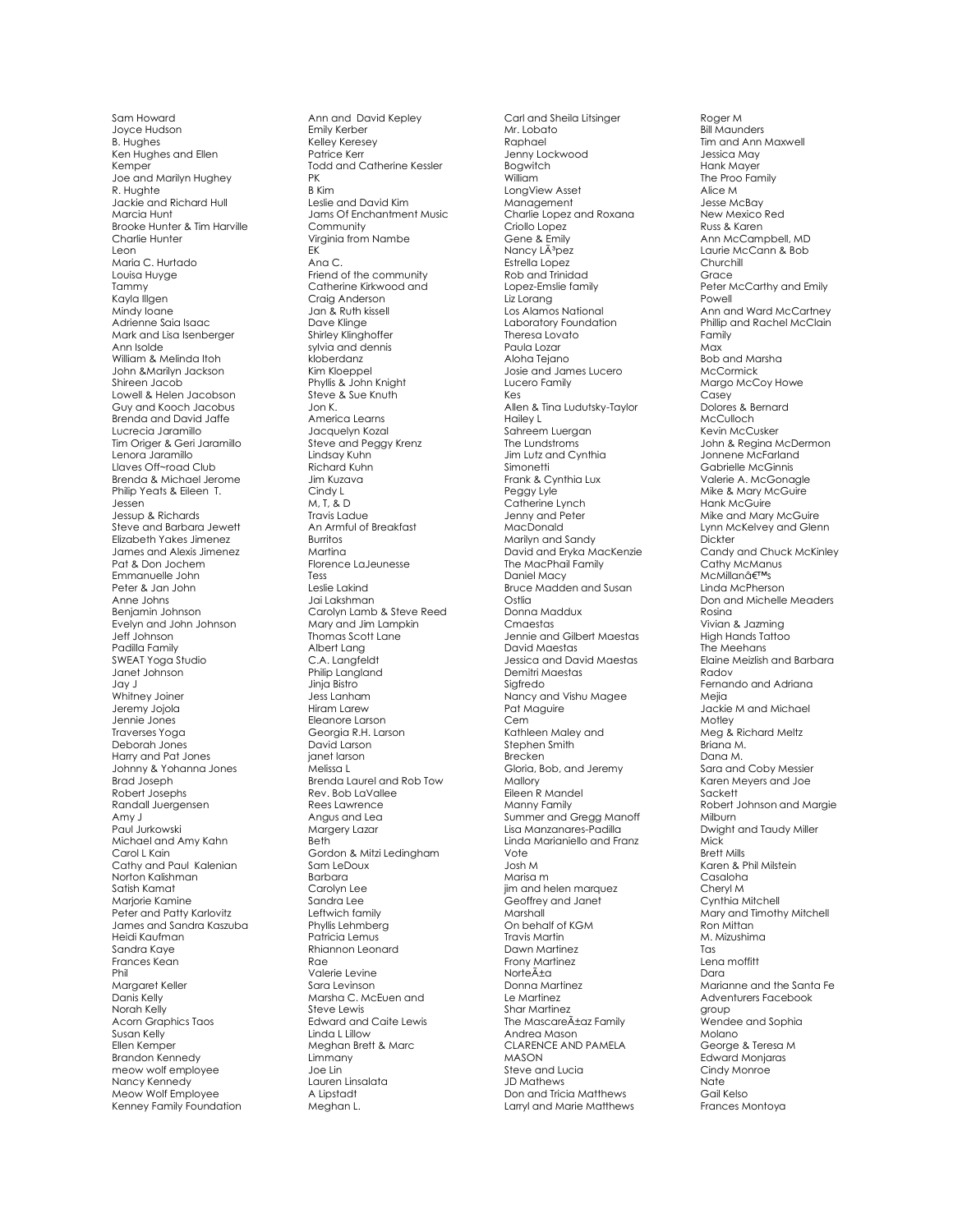Sam Howard
Joyce Hudson
B. Hughes
Ken Hughes and Ellen Kemper
Joe and Marilyn Hughey
R. Hughte
Jackie and Richard Hull
Marcia Hunt
Brooke Hunter & Tim Harville
Charlie Hunter
Leon
Maria C. Hurtado
Louisa Huyge
Tammy
Kayla Illgen
Mindy Ioane
Adrienne Saia Isaac
Mark and Lisa Isenberger
Ann Isolde
William & Melinda Itoh
John &Marilyn Jackson
Shireen Jacob
Lowell & Helen Jacobson
Guy and Kooch Jacobus
Brenda and David Jaffe
Lucrecia Jaramillo
Tim Origer & Geri Jaramillo
Lenora Jaramillo
Llaves Off~road Club
Brenda & Michael Jerome
Philip Yeats & Eileen T. Jessen
Jessup & Richards
Steve and Barbara Jewett
Elizabeth Yakes Jimenez
James and Alexis Jimenez
Pat & Don Jochem
Emmanuelle John
Peter & Jan John
Anne Johns
Benjamin Johnson
Evelyn and John Johnson
Jeff Johnson
Padilla Family
SWEAT Yoga Studio
Janet Johnson
Jay J
Whitney Joiner
Jeremy Jojola
Jennie Jones
Traverses Yoga
Deborah Jones
Harry and Pat Jones
Johnny & Yohanna Jones
Brad Joseph
Robert Josephs
Randall Juergensen
Amy J
Paul Jurkowski
Michael and Amy Kahn
Carol L Kain
Cathy and Paul Kalenian
Norton Kalishman
Satish Kamat
Marjorie Kamine
Peter and Patty Karlovitz
James and Sandra Kaszuba
Heidi Kaufman
Sandra Kaye
Frances Kean
Phil
Margaret Keller
Danis Kelly
Norah Kelly
Acorn Graphics Taos
Susan Kelly
Ellen Kemper
Brandon Kennedy
meow wolf employee
Nancy Kennedy
Meow Wolf Employee
Kenney Family Foundation
Ann and David Kepley
Emily Kerber
Kelley Keresey
Patrice Kerr
Todd and Catherine Kessler
PK
B Kim
Leslie and David Kim
Jams Of Enchantment Music Community
Virginia from Nambe
EK
Ana C.
Friend of the community
Catherine Kirkwood and Craig Anderson
Jan & Ruth kissell
Dave Klinge
Shirley Klinghoffer
sylvia and dennis kloberdanz
Kim Kloeppel
Phyllis & John Knight
Steve & Sue Knuth
Jon K.
America Learns
Jacquelyn Kozal
Steve and Peggy Krenz
Lindsay Kuhn
Richard Kuhn
Jim Kuzava
Cindy L
M, T, & D
Travis Ladue
An Armful of Breakfast Burritos
Martina
Florence LaJeunesse
Tess
Leslie Lakind
Jai Lakshman
Carolyn Lamb & Steve Reed
Mary and Jim Lampkin
Thomas Scott Lane
Albert Lang
C.A. Langfeldt
Philip Langland
Jinja Bistro
Jess Lanham
Hiram Larew
Eleanore Larson
Georgia R.H. Larson
David Larson
janet larson
Melissa L
Brenda Laurel and Rob Tow
Rev. Bob LaVallee
Rees Lawrence
Angus and Lea
Margery Lazar
Beth
Gordon & Mitzi Ledingham
Sam LeDoux
Barbara
Carolyn Lee
Sandra Lee
Leftwich family
Phyllis Lehmberg
Patricia Lemus
Rhiannon Leonard
Rae
Valerie Levine
Sara Levinson
Marsha C. McEuen and Steve Lewis
Edward and Caite Lewis
Linda L Lillow
Meghan Brett & Marc Limmany
Joe Lin
Lauren Linsalata
A Lipstadt
Meghan L.
Carl and Sheila Litsinger
Mr. Lobato
Raphael
Jenny Lockwood
Bogwitch
William
LongView Asset Management
Charlie Lopez and Roxana Criollo Lopez
Gene & Emily
Nancy LÃ³pez
Estrella Lopez
Rob and Trinidad Lopez-Emslie family
Liz Lorang
Los Alamos National Laboratory Foundation
Theresa Lovato
Paula Lozar
Aloha Tejano
Josie and James Lucero
Lucero Family
Kes
Allen & Tina Ludutsky-Taylor
Hailey L
Sahreem Luergan
The Lundstroms
Jim Lutz and Cynthia Simonetti
Frank & Cynthia Lux
Peggy Lyle
Catherine Lynch
Jenny and Peter MacDonald
Marilyn and Sandy
David and Eryka MacKenzie
The MacPhail Family
Daniel Macy
Bruce Madden and Susan Ostlia
Donna Maddux
Cmaestas
Jennie and Gilbert Maestas
David Maestas
Jessica and David Maestas
Demitri Maestas
Sigfredo
Nancy and Vishu Magee
Pat Maguire
Cem
Kathleen Maley and Stephen Smith
Brecken
Gloria, Bob, and Jeremy Mallory
Eileen R Mandel
Manny Family
Summer and Gregg Manoff
Lisa Manzanares-Padilla
Linda Marianiello and Franz Vote
Josh M
Marisa m
jim and helen marquez
Geoffrey and Janet Marshall
On behalf of KGM
Travis Martin
Dawn Martinez
Frony Martinez
NorteÃ±a
Donna Martinez
Le Martinez
Shar Martinez
The MascareÃ±az Family
Andrea Mason
CLARENCE AND PAMELA MASON
Steve and Lucia
JD Mathews
Don and Tricia Matthews
Larryl and Marie Matthews
Roger M
Bill Maunders
Tim and Ann Maxwell
Jessica May
Hank Mayer
The Proo Family
Alice M
Jesse McBay
New Mexico Red
Russ & Karen
Ann McCampbell, MD
Laurie McCann & Bob Churchill
Grace
Peter McCarthy and Emily Powell
Ann and Ward McCartney
Phillip and Rachel McClain Family
Max
Bob and Marsha McCormick
Margo McCoy Howe
Casey
Dolores & Bernard McCulloch
Kevin McCusker
John & Regina McDermon
Jonnene McFarland
Gabrielle McGinnis
Valerie A. McGonagle
Mike & Mary McGuire
Hank McGuire
Mike and Mary McGuire
Lynn McKelvey and Glenn Dickter
Candy and Chuck McKinley
Cathy McManus
McMillanâ€™s
Linda McPherson
Don and Michelle Meaders
Rosina
Vivian & Jazming
High Hands Tattoo
The Meehans
Elaine Meizlish and Barbara Radov
Fernando and Adriana Mejia
Jackie M and Michael Motley
Meg & Richard Meltz
Briana M.
Dana M.
Sara and Coby Messier
Karen Meyers and Joe Sackett
Robert Johnson and Margie Milburn
Dwight and Taudy Miller
Mick
Brett Mills
Karen & Phil Milstein
Casaloha
Cheryl M
Cynthia Mitchell
Mary and Timothy Mitchell
Ron Mittan
M. Mizushima
Tas
Lena moffitt
Dara
Marianne and the Santa Fe Adventurers Facebook group
Wendee and Sophia Molano
George & Teresa M
Edward Monjaras
Cindy Monroe
Nate
Gail Kelso
Frances Montoya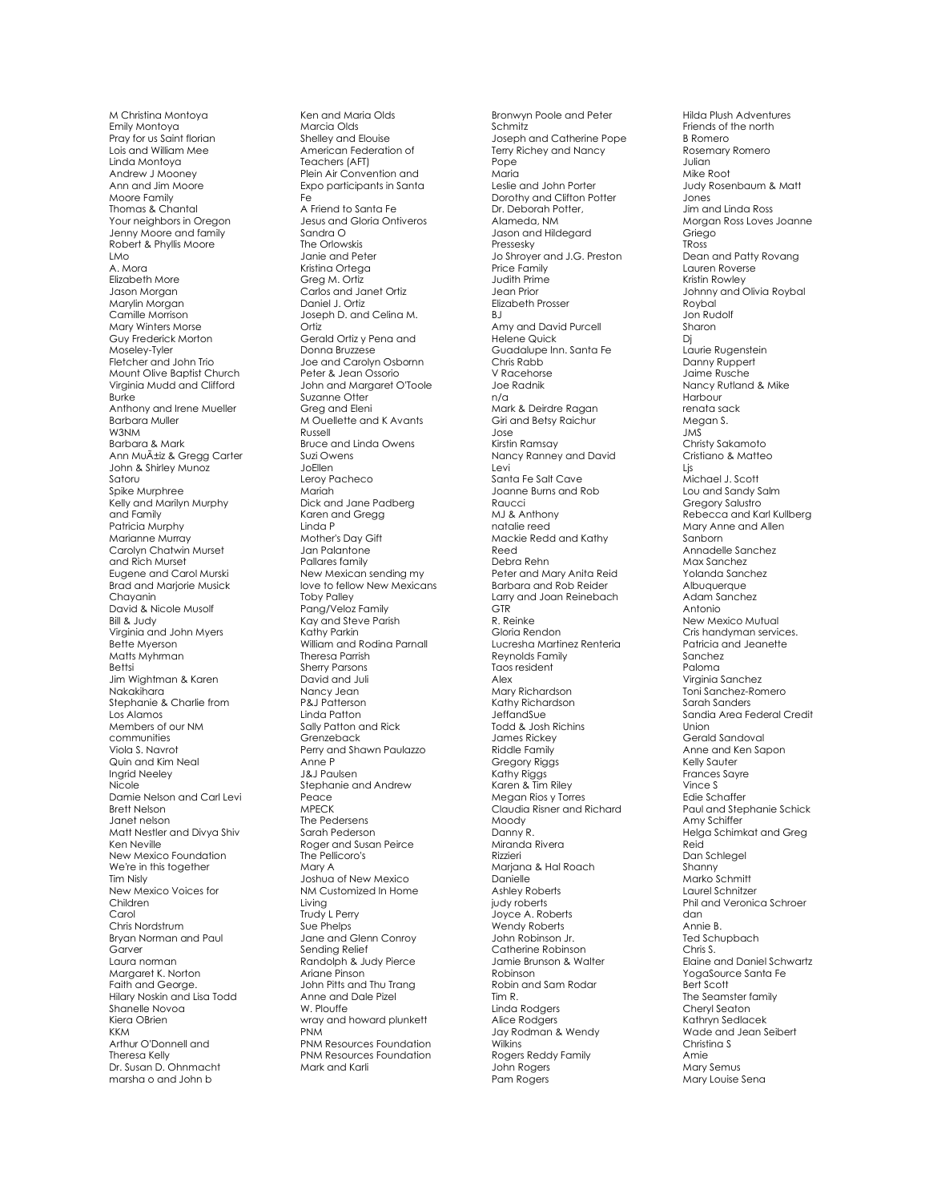M Christina Montoya
Emily Montoya
Pray for us Saint florian
Lois and William Mee
Linda Montoya
Andrew J Mooney
Ann and Jim Moore
Moore Family
Thomas & Chantal
Your neighbors in Oregon
Jenny Moore and family
Robert & Phyllis Moore
LMo
A. Mora
Elizabeth More
Jason Morgan
Marylin Morgan
Camille Morrison
Mary Winters Morse
Guy Frederick Morton
Moseley-Tyler
Fletcher and John Trio
Mount Olive Baptist Church
Virginia Mudd and Clifford Burke
Anthony and Irene Mueller
Barbara Muller
W3NM
Barbara & Mark
Ann MuÃ±iz & Gregg Carter
John & Shirley Munoz
Satoru
Spike Murphree
Kelly and Marilyn Murphy and Family
Patricia Murphy
Marianne Murray
Carolyn Chatwin Murset and Rich Murset
Eugene and Carol Murski
Brad and Marjorie Musick
Chayanin
David & Nicole Musolf
Bill & Judy
Virginia and John Myers
Bette Myerson
Matts Myhrman
Bettsi
Jim Wightman & Karen Nakakihara
Stephanie & Charlie from Los Alamos
Members of our NM communities
Viola S. Navrot
Quin and Kim Neal
Ingrid Neeley
Nicole
Damie Nelson and Carl Levi
Brett Nelson
Janet nelson
Matt Nestler and Divya Shiv
Ken Neville
New Mexico Foundation
We're in this together
Tim Nisly
New Mexico Voices for Children
Carol
Chris Nordstrum
Bryan Norman and Paul Garver
Laura norman
Margaret K. Norton
Faith and George.
Hilary Noskin and Lisa Todd
Shanelle Novoa
Kiera OBrien
KKM
Arthur O'Donnell and Theresa Kelly
Dr. Susan D. Ohnmacht
marsha o and John b
Ken and Maria Olds
Marcia Olds
Shelley and Elouise
American Federation of Teachers (AFT)
Plein Air Convention and Expo participants in Santa Fe
A Friend to Santa Fe
Jesus and Gloria Ontiveros
Sandra O
The Orlowskis
Janie and Peter
Kristina Ortega
Greg M. Ortiz
Carlos and Janet Ortiz
Daniel J. Ortiz
Joseph D. and Celina M. Ortiz
Gerald Ortiz y Pena and Donna Bruzzese
Joe and Carolyn Osbornn
Peter & Jean Ossorio
John and Margaret O'Toole
Suzanne Otter
Greg and Eleni
M Ouellette and K Avants Russell
Bruce and Linda Owens
Suzi Owens
JoEllen
Leroy Pacheco
Mariah
Dick and Jane Padberg
Karen and Gregg
Linda P
Mother's Day Gift
Jan Palantone
Pallares family
New Mexican sending my love to fellow New Mexicans
Toby Palley
Pang/Veloz Family
Kay and Steve Parish
Kathy Parkin
William and Rodina Parnall
Theresa Parrish
Sherry Parsons
David and Juli
Nancy Jean
P&J Patterson
Linda Patton
Sally Patton and Rick Grenzeback
Perry and Shawn Paulazzo
Anne P
J&J Paulsen
Stephanie and Andrew Peace
MPECK
The Pedersens
Sarah Pederson
Roger and Susan Peirce
The Pellicoro's
Mary A
Joshua of New Mexico
NM Customized In Home Living
Trudy L Perry
Sue Phelps
Jane and Glenn Conroy
Sending Relief
Randolph & Judy Pierce
Ariane Pinson
John Pitts and Thu Trang
Anne and Dale Pizel
W. Plouffe
wray and howard plunkett
PNM
PNM Resources Foundation
PNM Resources Foundation
Mark and Karli
Bronwyn Poole and Peter Schmitz
Joseph and Catherine Pope
Terry Richey and Nancy Pope
Maria
Leslie and John Porter
Dorothy and Clifton Potter
Dr. Deborah Potter, Alameda, NM
Jason and Hildegard Pressesky
Jo Shroyer and J.G. Preston
Price Family
Judith Prime
Jean Prior
Elizabeth Prosser
BJ
Amy and David Purcell
Helene Quick
Guadalupe Inn. Santa Fe
Chris Rabb
V Racehorse
Joe Radnik
n/a
Mark & Deirdre Ragan
Giri and Betsy Raichur
Jose
Kirstin Ramsay
Nancy Ranney and David Levi
Santa Fe Salt Cave
Joanne Burns and Rob Raucci
MJ & Anthony
natalie reed
Mackie Redd and Kathy Reed
Debra Rehn
Peter and Mary Anita Reid
Barbara and Rob Reider
Larry and Joan Reinebach
GTR
R. Reinke
Gloria Rendon
Lucresha Martinez Renteria
Reynolds Family
Taos resident
Alex
Mary Richardson
Kathy Richardson
JeffandSue
Todd & Josh Richins
James Rickey
Riddle Family
Gregory Riggs
Kathy Riggs
Karen & Tim Riley
Megan Rios y Torres
Claudia Risner and Richard Moody
Danny R.
Miranda Rivera
Rizzieri
Marjana & Hal Roach
Danielle
Ashley Roberts
judy roberts
Joyce A. Roberts
Wendy Roberts
John Robinson Jr.
Catherine Robinson
Jamie Brunson & Walter Robinson
Robin and Sam Rodar
Tim R.
Linda Rodgers
Alice Rodgers
Jay Rodman & Wendy Wilkins
Rogers Reddy Family
John Rogers
Pam Rogers
Hilda Plush Adventures
Friends of the north
B Romero
Rosemary Romero
Julian
Mike Root
Judy Rosenbaum & Matt Jones
Jim and Linda Ross
Morgan Ross Loves Joanne Griego
TRoss
Dean and Patty Rovang
Lauren Roverse
Kristin Rowley
Johnny and Olivia Roybal Roybal
Jon Rudolf
Sharon
Dj
Laurie Rugenstein
Danny Ruppert
Jaime Rusche
Nancy Rutland & Mike Harbour
renata sack
Megan S.
JMS
Christy Sakamoto
Cristiano & Matteo Ljs
Michael J. Scott
Lou and Sandy Salm
Gregory Salustro
Rebecca and Karl Kullberg
Mary Anne and Allen Sanborn
Annadelle Sanchez
Max Sanchez
Yolanda Sanchez Albuquerque
Adam Sanchez
Antonio
New Mexico Mutual
Cris handyman services.
Patricia and Jeanette Sanchez
Paloma
Virginia Sanchez
Toni Sanchez-Romero
Sarah Sanders
Sandia Area Federal Credit Union
Gerald Sandoval
Anne and Ken Sapon
Kelly Sauter
Frances Sayre
Vince S
Edie Schaffer
Paul and Stephanie Schick
Amy Schiffer
Helga Schimkat and Greg Reid
Dan Schlegel
Shanny
Marko Schmitt
Laurel Schnitzer
Phil and Veronica Schroer dan
Annie B.
Ted Schupbach
Chris S.
Elaine and Daniel Schwartz
YogaSource Santa Fe
Bert Scott
The Seamster family
Cheryl Seaton
Kathryn Sedlacek
Wade and Jean Seibert
Christina S
Amie
Mary Semus
Mary Louise Sena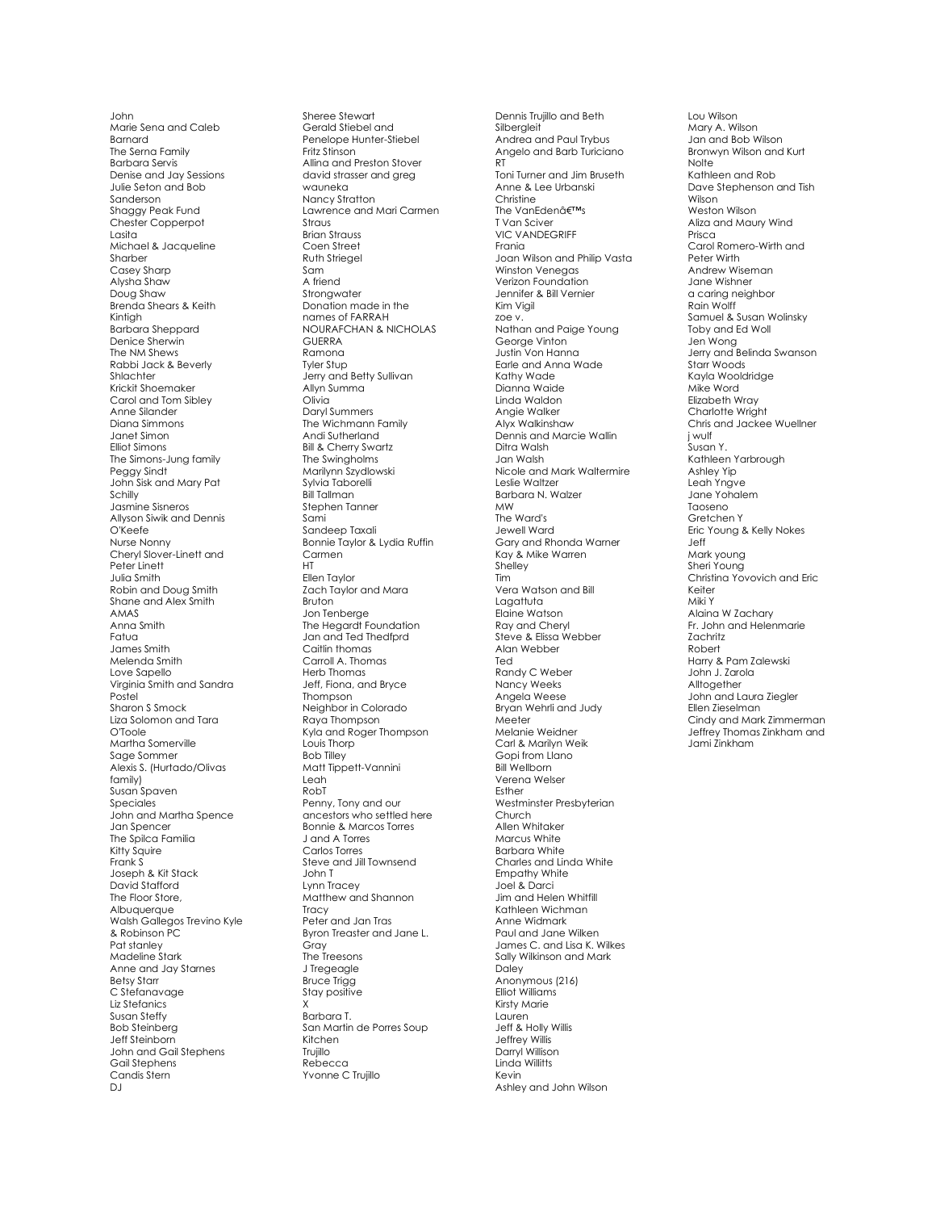John
Marie Sena and Caleb Barnard
The Serna Family
Barbara Servis
Denise and Jay Sessions
Julie Seton and Bob Sanderson
Shaggy Peak Fund
Chester Copperpot
Lasita
Michael & Jacqueline Sharber
Casey Sharp
Alysha Shaw
Doug Shaw
Brenda Shears & Keith Kintigh
Barbara Sheppard
Denice Sherwin
The NM Shews
Rabbi Jack & Beverly Shlachter
Krickit Shoemaker
Carol and Tom Sibley
Anne Silander
Diana Simmons
Janet Simon
Elliot Simons
The Simons-Jung family
Peggy Sindt
John Sisk and Mary Pat Schilly
Jasmine Sisneros
Allyson Siwik and Dennis O'Keefe
Nurse Nonny
Cheryl Slover-Linett and Peter Linett
Julia Smith
Robin and Doug Smith
Shane and Alex Smith
AMAS
Anna Smith
Fatua
James Smith
Melenda Smith
Love Sapello
Virginia Smith and Sandra Postel
Sharon S Smock
Liza Solomon and Tara O'Toole
Martha Somerville
Sage Sommer
Alexis S. (Hurtado/Olivas family)
Susan Spaven
Speciales
John and Martha Spence
Jan Spencer
The Spilca Familia
Kitty Squire
Frank S
Joseph & Kit Stack
David Stafford
The Floor Store, Albuquerque
Walsh Gallegos Trevino Kyle & Robinson PC
Pat stanley
Madeline Stark
Anne and Jay Starnes
Betsy Starr
C Stefanavage
Liz Stefanics
Susan Steffy
Bob Steinberg
Jeff Steinborn
John and Gail Stephens
Gail Stephens
Candis Stern
DJ

Sheree Stewart
Gerald Stiebel and Penelope Hunter-Stiebel
Fritz Stinson
Allina and Preston Stover
david strasser and greg wauneka
Nancy Stratton
Lawrence and Mari Carmen Straus
Brian Strauss
Coen Street
Ruth Striegel
Sam
A friend
Strongwater
Donation made in the names of FARRAH NOURAFCHAN & NICHOLAS GUERRA
Ramona
Tyler Stup
Jerry and Betty Sullivan
Allyn Summa
Olivia
Daryl Summers
The Wichmann Family
Andi Sutherland
Bill & Cherry Swartz
The Swingholms
Marilynn Szydlowski
Sylvia Taborelli
Bill Tallman
Stephen Tanner
Sami
Sandeep Taxali
Bonnie Taylor & Lydia Ruffin
Carmen
HT
Ellen Taylor
Zach Taylor and Mara Bruton
Jon Tenberge
The Hegardt Foundation
Jan and Ted Thedfprd
Caitlin thomas
Carroll A. Thomas
Herb Thomas
Jeff, Fiona, and Bryce Thompson
Neighbor in Colorado
Raya Thompson
Kyla and Roger Thompson
Louis Thorp
Bob Tilley
Matt Tippett-Vannini
Leah
RobT
Penny, Tony and our ancestors who settled here
Bonnie & Marcos Torres
J and A Torres
Carlos Torres
Steve and Jill Townsend
John T
Lynn Tracey
Matthew and Shannon Tracy
Peter and Jan Tras
Byron Treaster and Jane L. Gray
The Treesons
J Tregeagle
Bruce Trigg
Stay positive
X
Barbara T.
San Martin de Porres Soup Kitchen
Trujillo
Rebecca
Yvonne C Trujillo

Dennis Trujillo and Beth Silbergleit
Andrea and Paul Trybus
Angelo and Barb Turiciano
RT
Toni Turner and Jim Bruseth
Anne & Lee Urbanski
Christine
The VanEdenâ€™s
T Van Sciver
VIC VANDEGRIFF
Frania
Joan Wilson and Philip Vasta
Winston Venegas
Verizon Foundation
Jennifer & Bill Vernier
Kim Vigil
zoe v.
Nathan and Paige Young
George Vinton
Justin Von Hanna
Earle and Anna Wade
Kathy Wade
Dianna Waide
Linda Waldon
Angie Walker
Alyx Walkinshaw
Dennis and Marcie Wallin
Ditra Walsh
Jan Walsh
Nicole and Mark Waltermire
Leslie Waltzer
Barbara N. Walzer
MW
The Ward's
Jewell Ward
Gary and Rhonda Warner
Kay & Mike Warren
Shelley
Tim
Vera Watson and Bill Lagattuta
Elaine Watson
Ray and Cheryl
Steve & Elissa Webber
Alan Webber
Ted
Randy C Weber
Nancy Weeks
Angela Weese
Bryan Wehrli and Judy Meeter
Melanie Weidner
Carl & Marilyn Weik
Gopi from Llano
Bill Wellborn
Verena Welser
Esther
Westminster Presbyterian Church
Allen Whitaker
Marcus White
Barbara White
Charles and Linda White
Empathy White
Joel & Darci
Jim and Helen Whitfill
Kathleen Wichman
Anne Widmark
Paul and Jane Wilken
James C. and Lisa K. Wilkes
Sally Wilkinson and Mark Daley
Anonymous (216)
Elliot Williams
Kirsty Marie
Lauren
Jeff & Holly Willis
Jeffrey Willis
Darryl Willison
Linda Willitts
Kevin
Ashley and John Wilson

Lou Wilson
Mary A. Wilson
Jan and Bob Wilson
Bronwyn Wilson and Kurt Nolte
Kathleen and Rob
Dave Stephenson and Tish Wilson
Weston Wilson
Aliza and Maury Wind
Prisca
Carol Romero-Wirth and Peter Wirth
Andrew Wiseman
Jane Wishner
a caring neighbor
Rain Wolff
Samuel & Susan Wolinsky
Toby and Ed Woll
Jen Wong
Jerry and Belinda Swanson
Starr Woods
Kayla Wooldridge
Mike Word
Elizabeth Wray
Charlotte Wright
Chris and Jackee Wuellner
j wulf
Susan Y.
Kathleen Yarbrough
Ashley Yip
Leah Yngve
Jane Yohalem
Taoseno
Gretchen Y
Eric Young & Kelly Nokes
Jeff
Mark young
Sheri Young
Christina Yovovich and Eric Keiter
Miki Y
Alaina W Zachary
Fr. John and Helenmarie Zachritz
Robert
Harry & Pam Zalewski
John J. Zarola
Alltogether
John and Laura Ziegler
Ellen Zieselman
Cindy and Mark Zimmerman
Jeffrey Thomas Zinkham and Jami Zinkham